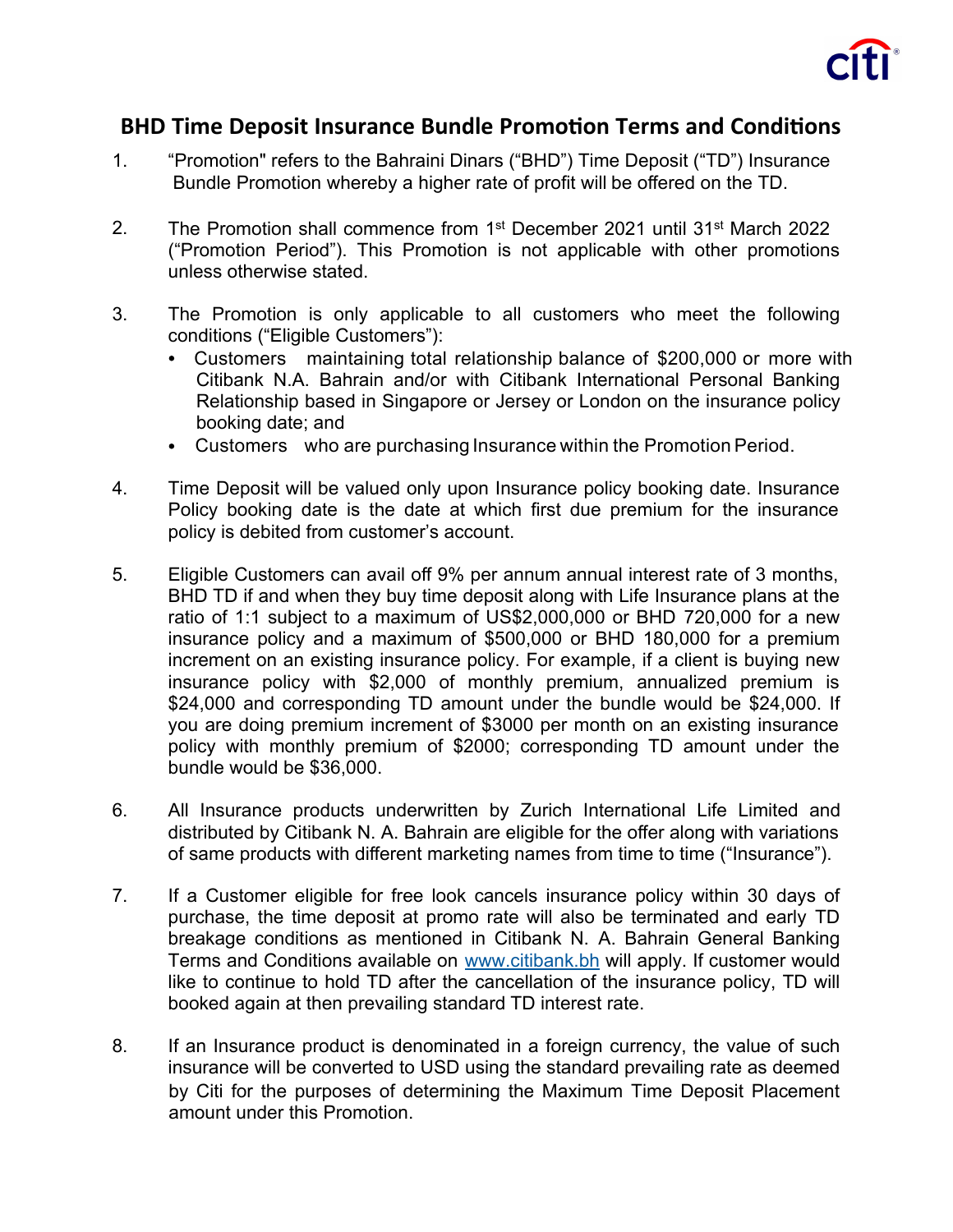## BHD Time Deposit Insurance Bundle Promotion Terms and Conditions

1. "Promotion" refers to the Bahraini Dinars ("BHD") Time Deposit ("TD") Insurance Bundle Promotion whereby a higher rate of profit will be offered on the TD.

2. The Promotion shall commence from 1st December 2021 until 31st March 2022 ("Promotion Period"). This Promotion is not applicable with other promotions unless otherwise stated.

3. The Promotion is only applicable to all customers who meet the following conditions ("Eligible Customers"):
   - Customers maintaining total relationship balance of $200,000 or more with Citibank N.A. Bahrain and/or with Citibank International Personal Banking Relationship based in Singapore or Jersey or London on the insurance policy booking date; and
   - Customers who are purchasing Insurance within the Promotion Period.

4. Time Deposit will be valued only upon Insurance policy booking date. Insurance Policy booking date is the date at which first due premium for the insurance policy is debited from customer's account.

5. Eligible Customers can avail off 9% per annum annual interest rate of 3 months, BHD TD if and when they buy time deposit along with Life Insurance plans at the ratio of 1:1 subject to a maximum of US$2,000,000 or BHD 720,000 for a new insurance policy and a maximum of $500,000 or BHD 180,000 for a premium increment on an existing insurance policy. For example, if a client is buying new insurance policy with $2,000 of monthly premium, annualized premium is $24,000 and corresponding TD amount under the bundle would be $24,000. If you are doing premium increment of $3000 per month on an existing insurance policy with monthly premium of $2000; corresponding TD amount under the bundle would be $36,000.

6. All Insurance products underwritten by Zurich International Life Limited and distributed by Citibank N. A. Bahrain are eligible for the offer along with variations of same products with different marketing names from time to time ("Insurance").

7. If a Customer eligible for free look cancels insurance policy within 30 days of purchase, the time deposit at promo rate will also be terminated and early TD breakage conditions as mentioned in Citibank N. A. Bahrain General Banking Terms and Conditions available on www.citibank.bh will apply. If customer would like to continue to hold TD after the cancellation of the insurance policy, TD will booked again at then prevailing standard TD interest rate.

8. If an Insurance product is denominated in a foreign currency, the value of such insurance will be converted to USD using the standard prevailing rate as deemed by Citi for the purposes of determining the Maximum Time Deposit Placement amount under this Promotion.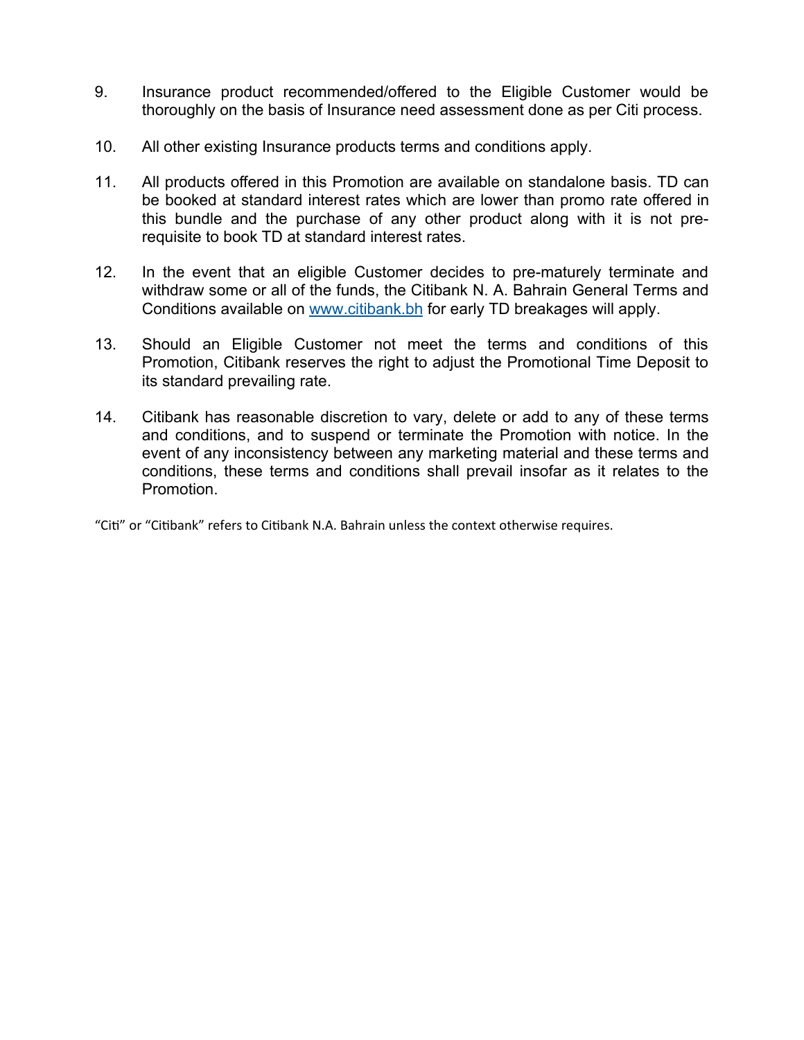9. Insurance product recommended/offered to the Eligible Customer would be thoroughly on the basis of Insurance need assessment done as per Citi process.

10. All other existing Insurance products terms and conditions apply.

11. All products offered in this Promotion are available on standalone basis. TD can be booked at standard interest rates which are lower than promo rate offered in this bundle and the purchase of any other product along with it is not pre-requisite to book TD at standard interest rates.

12. In the event that an eligible Customer decides to pre-maturely terminate and withdraw some or all of the funds, the Citibank N. A. Bahrain General Terms and Conditions available on [www.citibank.bh](http://www.citibank.bh) for early TD breakages will apply.

13. Should an Eligible Customer not meet the terms and conditions of this Promotion, Citibank reserves the right to adjust the Promotional Time Deposit to its standard prevailing rate.

14. Citibank has reasonable discretion to vary, delete or add to any of these terms and conditions, and to suspend or terminate the Promotion with notice. In the event of any inconsistency between any marketing material and these terms and conditions, these terms and conditions shall prevail insofar as it relates to the Promotion.

"Citi" or "Citibank" refers to Citibank N.A. Bahrain unless the context otherwise requires.